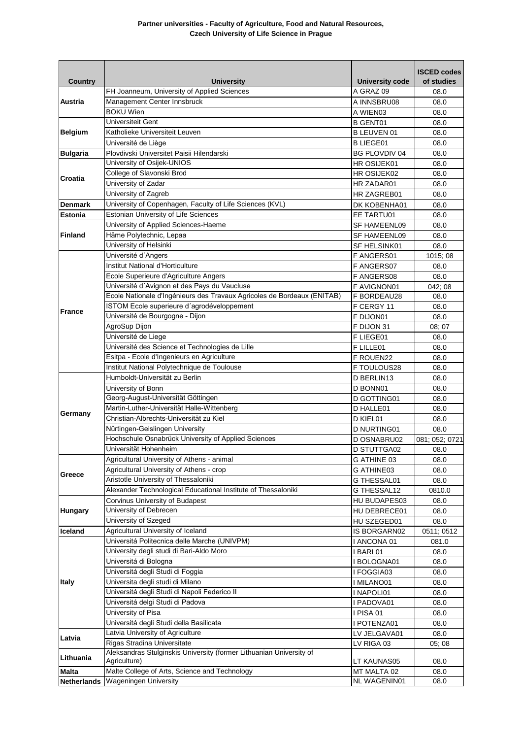**Partner universities - Faculty of Agriculture, Food and Natural Resources, Czech University of Life Science in Prague**

| Country | University | University code | ISCED codes of studies |
|---|---|---|---|
| Austria | FH Joanneum, University of Applied Sciences | A GRAZ 09 | 08.0 |
| | Management Center Innsbruck | A INNSBRU08 | 08.0 |
| | BOKU Wien | A WIEN03 | 08.0 |
| Belgium | Universiteit Gent | B GENT01 | 08.0 |
| | Katholieke Universiteit Leuven | B LEUVEN 01 | 08.0 |
| | Université de Liège | B LIEGE01 | 08.0 |
| Bulgaria | Plovdivski Universitet Paisii Hilendarski | BG PLOVDIV 04 | 08.0 |
| Croatia | University of Osijek-UNIOS | HR OSIJEK01 | 08.0 |
| | College of Slavonski Brod | HR OSIJEK02 | 08.0 |
| | University of Zadar | HR ZADAR01 | 08.0 |
| | University of Zagreb | HR ZAGREB01 | 08.0 |
| Denmark | University of Copenhagen, Faculty of Life Sciences (KVL) | DK KOBENHA01 | 08.0 |
| Estonia | Estonian University of Life Sciences | EE TARTU01 | 08.0 |
| Finland | University of Applied Sciences-Haeme | SF HAMEENL09 | 08.0 |
| | Häme Polytechnic, Lepaa | SF HAMEENL09 | 08.0 |
| | University of Helsinki | SF HELSINK01 | 08.0 |
| France | Université d´Angers | F ANGERS01 | 1015; 08 |
| | Institut National d'Horticulture | F ANGERS07 | 08.0 |
| | Ecole Superieure d'Agriculture Angers | F ANGERS08 | 08.0 |
| | Université d´Avignon et des Pays du Vaucluse | F AVIGNON01 | 042; 08 |
| | Ecole Nationale d'Ingénieurs des Travaux Agricoles de Bordeaux (ENITAB) | F BORDEAU28 | 08.0 |
| | ISTOM Ecole superieure d´agrodéveloppement | F CERGY 11 | 08.0 |
| | Université de Bourgogne - Dijon | F DIJON01 | 08.0 |
| | AgroSup Dijon | F DIJON 31 | 08; 07 |
| | Université de Liege | F LIEGE01 | 08.0 |
| | Université des Science et Technologies de Lille | F LILLE01 | 08.0 |
| | Esitpa - Ecole d'Ingenieurs en Agriculture | F ROUEN22 | 08.0 |
| | Institut National Polytechnique de Toulouse | F TOULOUS28 | 08.0 |
| Germany | Humboldt-Universität zu Berlin | D BERLIN13 | 08.0 |
| | University of Bonn | D BONN01 | 08.0 |
| | Georg-August-Universität Göttingen | D GOTTING01 | 08.0 |
| | Martin-Luther-Universität Halle-Wittenberg | D HALLE01 | 08.0 |
| | Christian-Albrechts-Universität zu Kiel | D KIEL01 | 08.0 |
| | Nürtingen-Geislingen University | D NURTING01 | 08.0 |
| | Hochschule Osnabrück University of Applied Sciences | D OSNABRU02 | 081; 052; 0721 |
| | Universität Hohenheim | D STUTTGA02 | 08.0 |
| Greece | Agricultural University of Athens - animal | G ATHINE 03 | 08.0 |
| | Agricultural University of Athens - crop | G ATHINE03 | 08.0 |
| | Aristotle University of Thessaloniki | G THESSAL01 | 08.0 |
| | Alexander Technological Educational Institute of Thessaloniki | G THESSAL12 | 0810.0 |
| Hungary | Corvinus University of Budapest | HU BUDAPES03 | 08.0 |
| | University of Debrecen | HU DEBRECE01 | 08.0 |
| | University of Szeged | HU SZEGED01 | 08.0 |
| Iceland | Agricultural University of Iceland | IS BORGARN02 | 0511; 0512 |
| Italy | Universitá Politecnica delle Marche (UNIVPM) | I ANCONA 01 | 081.0 |
| | University degli studi di Bari-Aldo Moro | I BARI 01 | 08.0 |
| | Universitá di Bologna | I BOLOGNA01 | 08.0 |
| | Universitá degli Studi di Foggia | I FOGGIA03 | 08.0 |
| | Universita degli studi di Milano | I MILANO01 | 08.0 |
| | Universitá degli Studi di Napoli Federico II | I NAPOLI01 | 08.0 |
| | Universitá delgi Studi di Padova | I PADOVA01 | 08.0 |
| | University of Pisa | I PISA 01 | 08.0 |
| | Universitá degli Studi della Basilicata | I POTENZA01 | 08.0 |
| Latvia | Latvia University of Agriculture | LV JELGAVA01 | 08.0 |
| | Rigas Stradina Universitate | LV RIGA 03 | 05; 08 |
| Lithuania | Aleksandras Stulginskis University (former Lithuanian University of Agriculture) | LT KAUNAS05 | 08.0 |
| Malta | Malte College of Arts, Science and Technology | MT MALTA 02 | 08.0 |
| Netherlands | Wageningen University | NL WAGENIN01 | 08.0 |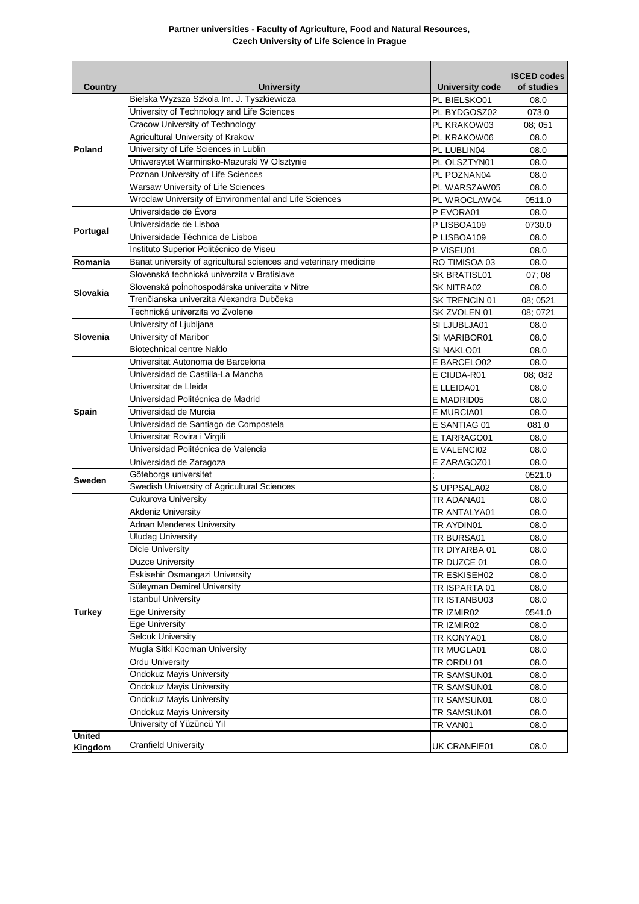**Partner universities - Faculty of Agriculture, Food and Natural Resources, Czech University of Life Science in Prague**

| Country | University | University code | ISCED codes of studies |
|---|---|---|---|
| Poland | Bielska Wyzsza Szkola Im. J. Tyszkiewicza | PL BIELSKO01 | 08.0 |
| | University of Technology and Life Sciences | PL BYDGOSZ02 | 073.0 |
| | Cracow University of Technology | PL KRAKOW03 | 08; 051 |
| | Agricultural University of Krakow | PL KRAKOW06 | 08.0 |
| | University of Life Sciences in Lublin | PL LUBLIN04 | 08.0 |
| | Uniwersytet Warminsko-Mazurski W Olsztynie | PL OLSZTYN01 | 08.0 |
| | Poznan University of Life Sciences | PL POZNAN04 | 08.0 |
| | Warsaw University of Life Sciences | PL WARSZAW05 | 08.0 |
| | Wroclaw University of Environmental and Life Sciences | PL WROCLAW04 | 0511.0 |
| Portugal | Universidade de Évora | P EVORA01 | 08.0 |
| | Universidade de Lisboa | P LISBOA109 | 0730.0 |
| | Universidade Téchnica de Lisboa | P LISBOA109 | 08.0 |
| | Instituto Superior Politécnico de Viseu | P VISEU01 | 08.0 |
| Romania | Banat university of agricultural sciences and veterinary medicine | RO TIMISOA 03 | 08.0 |
| Slovakia | Slovenská technická univerzita v Bratislave | SK BRATISL01 | 07; 08 |
| | Slovenská poĺnohospodárska univerzita v Nitre | SK NITRA02 | 08.0 |
| | Trenčianska univerzita Alexandra Dubčeka | SK TRENCIN 01 | 08; 0521 |
| | Technická univerzita vo Zvolene | SK ZVOLEN 01 | 08; 0721 |
| Slovenia | University of Ljubljana | SI LJUBLJA01 | 08.0 |
| | University of Maribor | SI MARIBOR01 | 08.0 |
| | Biotechnical centre Naklo | SI NAKLO01 | 08.0 |
| Spain | Universitat Autonoma de Barcelona | E BARCELO02 | 08.0 |
| | Universidad de Castilla-La Mancha | E CIUDA-R01 | 08; 082 |
| | Universitat de Lleida | E LLEIDA01 | 08.0 |
| | Universidad Politécnica de Madrid | E MADRID05 | 08.0 |
| | Universidad de Murcia | E MURCIA01 | 08.0 |
| | Universidad de Santiago de Compostela | E SANTIAG 01 | 081.0 |
| | Universitat Rovira i Virgili | E TARRAGO01 | 08.0 |
| | Universidad Politécnica de Valencia | E VALENCI02 | 08.0 |
| | Universidad de Zaragoza | E ZARAGOZ01 | 08.0 |
| Sweden | Göteborgs universitet | ; | 0521.0 |
| | Swedish University of Agricultural Sciences | S UPPSALA02 | 08.0 |
| Turkey | Cukurova University | TR ADANA01 | 08.0 |
| | Akdeniz University | TR ANTALYA01 | 08.0 |
| | Adnan Menderes University | TR AYDIN01 | 08.0 |
| | Uludag University | TR BURSA01 | 08.0 |
| | Dicle University | TR DIYARBA 01 | 08.0 |
| | Duzce University | TR DUZCE 01 | 08.0 |
| | Eskisehir Osmangazi University | TR ESKISEH02 | 08.0 |
| | Süleyman Demirel University | TR ISPARTA 01 | 08.0 |
| | Istanbul University | TR ISTANBU03 | 08.0 |
| | Ege University | TR IZMIR02 | 0541.0 |
| | Ege University | TR IZMIR02 | 08.0 |
| | Selcuk University | TR KONYA01 | 08.0 |
| | Mugla Sitki Kocman University | TR MUGLA01 | 08.0 |
| | Ordu University | TR ORDU 01 | 08.0 |
| | Ondokuz Mayis University | TR SAMSUN01 | 08.0 |
| | Ondokuz Mayis University | TR SAMSUN01 | 08.0 |
| | Ondokuz Mayis University | TR SAMSUN01 | 08.0 |
| | Ondokuz Mayis University | TR SAMSUN01 | 08.0 |
| | University of Yüzüncü Yil | TR VAN01 | 08.0 |
| United Kingdom | Cranfield University | UK CRANFIE01 | 08.0 |